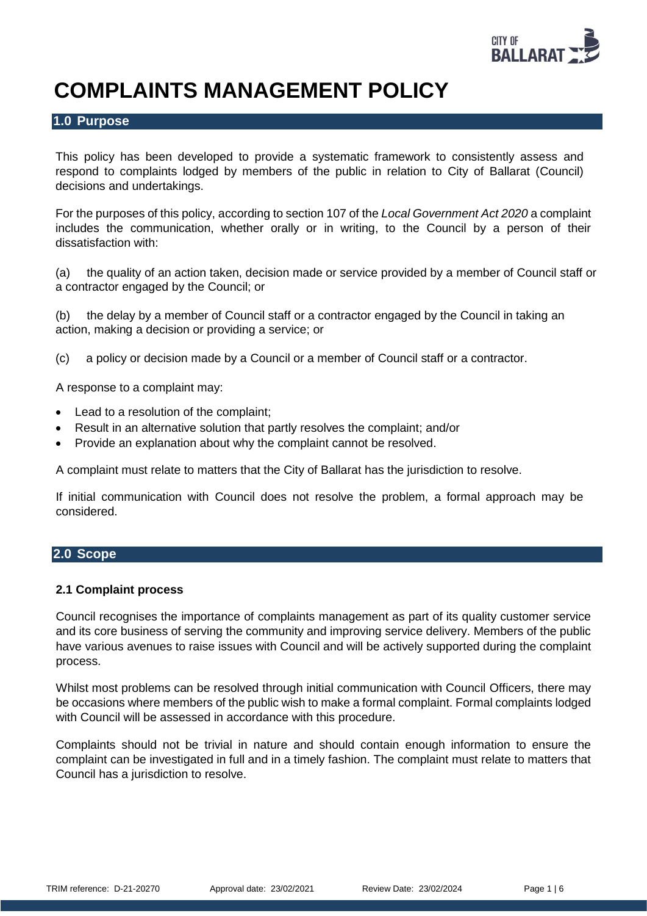# COMPLAINTS MANAGEMENT POLICY

## 1.0 Purpose

This policy has been developed to provide a systematic framework to consistently assess and respond to complaints lodged by members of the public in relation to City of Ballarat (Council) decisions and undertakings.

For the purposes of this policy, according to section 107 of the *Local Government Act 2020* a complaint includes the communication, whether orally or in writing, to the Council by a person of their dissatisfaction with:

(a) the quality of an action taken, decision made or service provided by a member of Council staff or a contractor engaged by the Council; or

(b) the delay by a member of Council staff or a contractor engaged by the Council in taking an action, making a decision or providing a service; or

(c) a policy or decision made by a Council or a member of Council staff or a contractor.

A response to a complaint may:

- Lead to a resolution of the complaint;
- Result in an alternative solution that partly resolves the complaint; and/or
- Provide an explanation about why the complaint cannot be resolved.

A complaint must relate to matters that the City of Ballarat has the jurisdiction to resolve.

If initial communication with Council does not resolve the problem, a formal approach may be considered.

## 2.0 Scope

### 2.1 Complaint process

Council recognises the importance of complaints management as part of its quality customer service and its core business of serving the community and improving service delivery. Members of the public have various avenues to raise issues with Council and will be actively supported during the complaint process.

Whilst most problems can be resolved through initial communication with Council Officers, there may be occasions where members of the public wish to make a formal complaint. Formal complaints lodged with Council will be assessed in accordance with this procedure.

Complaints should not be trivial in nature and should contain enough information to ensure the complaint can be investigated in full and in a timely fashion. The complaint must relate to matters that Council has a jurisdiction to resolve.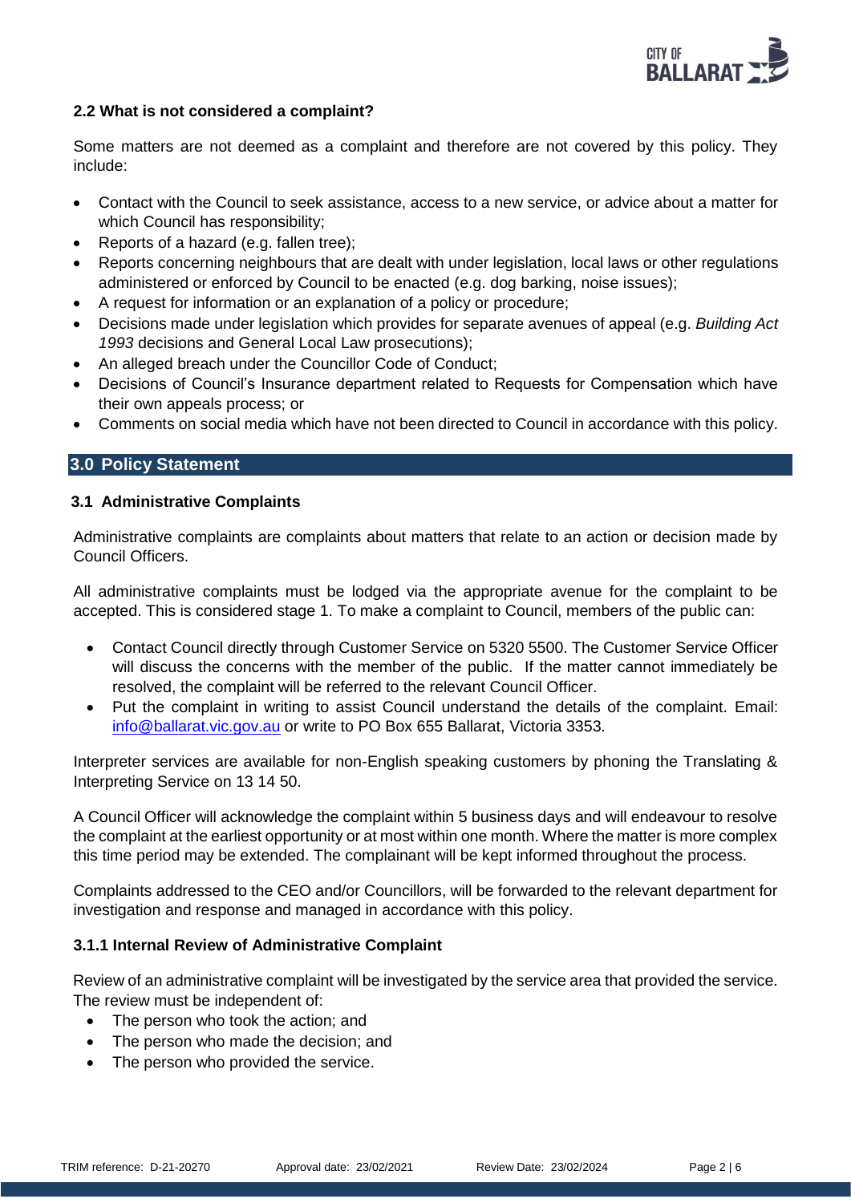**2.2 What is not considered a complaint?**

Some matters are not deemed as a complaint and therefore are not covered by this policy. They include:

- Contact with the Council to seek assistance, access to a new service, or advice about a matter for which Council has responsibility;
- Reports of a hazard (e.g. fallen tree);
- Reports concerning neighbours that are dealt with under legislation, local laws or other regulations administered or enforced by Council to be enacted (e.g. dog barking, noise issues);
- A request for information or an explanation of a policy or procedure;
- Decisions made under legislation which provides for separate avenues of appeal (e.g. *Building Act 1993* decisions and General Local Law prosecutions);
- An alleged breach under the Councillor Code of Conduct;
- Decisions of Council's Insurance department related to Requests for Compensation which have their own appeals process; or
- Comments on social media which have not been directed to Council in accordance with this policy.

## 3.0 Policy Statement

### 3.1 Administrative Complaints

Administrative complaints are complaints about matters that relate to an action or decision made by Council Officers.

All administrative complaints must be lodged via the appropriate avenue for the complaint to be accepted. This is considered stage 1. To make a complaint to Council, members of the public can:

- Contact Council directly through Customer Service on 5320 5500. The Customer Service Officer will discuss the concerns with the member of the public. If the matter cannot immediately be resolved, the complaint will be referred to the relevant Council Officer.
- Put the complaint in writing to assist Council understand the details of the complaint. Email: info@ballarat.vic.gov.au or write to PO Box 655 Ballarat, Victoria 3353.

Interpreter services are available for non-English speaking customers by phoning the Translating & Interpreting Service on 13 14 50.

A Council Officer will acknowledge the complaint within 5 business days and will endeavour to resolve the complaint at the earliest opportunity or at most within one month. Where the matter is more complex this time period may be extended. The complainant will be kept informed throughout the process.

Complaints addressed to the CEO and/or Councillors, will be forwarded to the relevant department for investigation and response and managed in accordance with this policy.

#### 3.1.1 Internal Review of Administrative Complaint

Review of an administrative complaint will be investigated by the service area that provided the service. The review must be independent of:

- The person who took the action; and
- The person who made the decision; and
- The person who provided the service.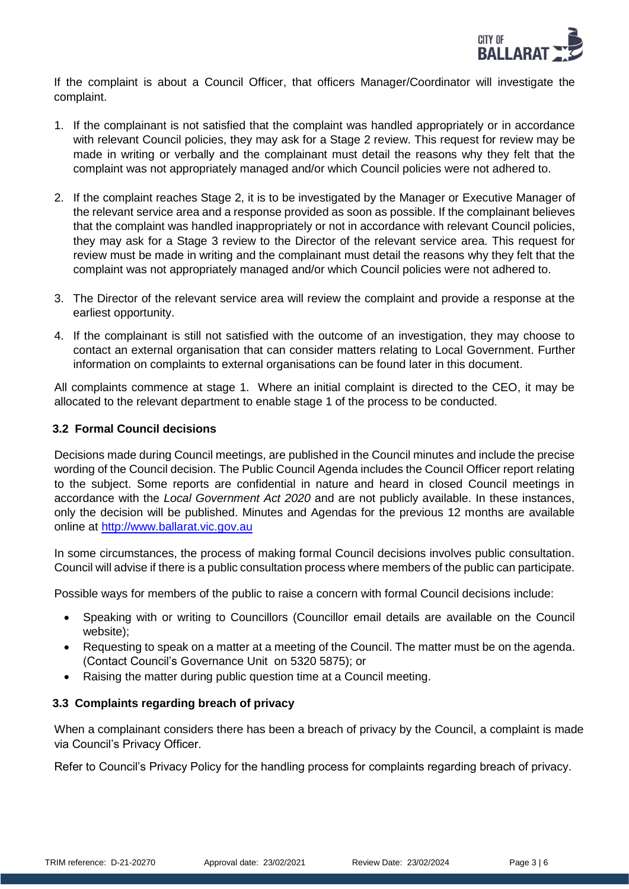If the complaint is about a Council Officer, that officers Manager/Coordinator will investigate the complaint.

1. If the complainant is not satisfied that the complaint was handled appropriately or in accordance with relevant Council policies, they may ask for a Stage 2 review. This request for review may be made in writing or verbally and the complainant must detail the reasons why they felt that the complaint was not appropriately managed and/or which Council policies were not adhered to.

2. If the complaint reaches Stage 2, it is to be investigated by the Manager or Executive Manager of the relevant service area and a response provided as soon as possible. If the complainant believes that the complaint was handled inappropriately or not in accordance with relevant Council policies, they may ask for a Stage 3 review to the Director of the relevant service area. This request for review must be made in writing and the complainant must detail the reasons why they felt that the complaint was not appropriately managed and/or which Council policies were not adhered to.

3. The Director of the relevant service area will review the complaint and provide a response at the earliest opportunity.

4. If the complainant is still not satisfied with the outcome of an investigation, they may choose to contact an external organisation that can consider matters relating to Local Government. Further information on complaints to external organisations can be found later in this document.

All complaints commence at stage 1. Where an initial complaint is directed to the CEO, it may be allocated to the relevant department to enable stage 1 of the process to be conducted.

### 3.2 Formal Council decisions

Decisions made during Council meetings, are published in the Council minutes and include the precise wording of the Council decision. The Public Council Agenda includes the Council Officer report relating to the subject. Some reports are confidential in nature and heard in closed Council meetings in accordance with the *Local Government Act 2020* and are not publicly available. In these instances, only the decision will be published. Minutes and Agendas for the previous 12 months are available online at [http://www.ballarat.vic.gov.au](http://www.ballarat.vic.gov.au)

In some circumstances, the process of making formal Council decisions involves public consultation. Council will advise if there is a public consultation process where members of the public can participate.

Possible ways for members of the public to raise a concern with formal Council decisions include:

- Speaking with or writing to Councillors (Councillor email details are available on the Council website);
- Requesting to speak on a matter at a meeting of the Council. The matter must be on the agenda. (Contact Council's Governance Unit on 5320 5875); or
- Raising the matter during public question time at a Council meeting.

### 3.3 Complaints regarding breach of privacy

When a complainant considers there has been a breach of privacy by the Council, a complaint is made via Council's Privacy Officer.

Refer to Council's Privacy Policy for the handling process for complaints regarding breach of privacy.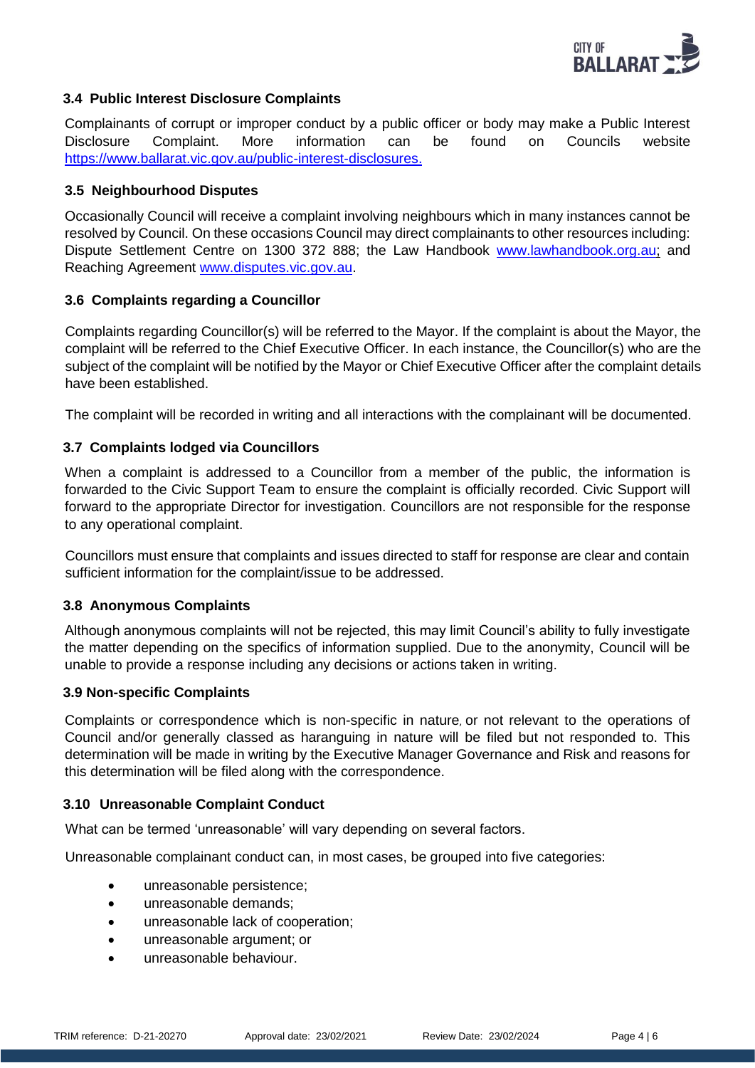### 3.4 Public Interest Disclosure Complaints

Complainants of corrupt or improper conduct by a public officer or body may make a Public Interest Disclosure Complaint. More information can be found on Councils website https://www.ballarat.vic.gov.au/public-interest-disclosures.

### 3.5 Neighbourhood Disputes

Occasionally Council will receive a complaint involving neighbours which in many instances cannot be resolved by Council. On these occasions Council may direct complainants to other resources including: Dispute Settlement Centre on 1300 372 888; the Law Handbook www.lawhandbook.org.au; and Reaching Agreement www.disputes.vic.gov.au.

### 3.6 Complaints regarding a Councillor

Complaints regarding Councillor(s) will be referred to the Mayor. If the complaint is about the Mayor, the complaint will be referred to the Chief Executive Officer. In each instance, the Councillor(s) who are the subject of the complaint will be notified by the Mayor or Chief Executive Officer after the complaint details have been established.

The complaint will be recorded in writing and all interactions with the complainant will be documented.

### 3.7 Complaints lodged via Councillors

When a complaint is addressed to a Councillor from a member of the public, the information is forwarded to the Civic Support Team to ensure the complaint is officially recorded. Civic Support will forward to the appropriate Director for investigation. Councillors are not responsible for the response to any operational complaint.

Councillors must ensure that complaints and issues directed to staff for response are clear and contain sufficient information for the complaint/issue to be addressed.

### 3.8 Anonymous Complaints

Although anonymous complaints will not be rejected, this may limit Council's ability to fully investigate the matter depending on the specifics of information supplied. Due to the anonymity, Council will be unable to provide a response including any decisions or actions taken in writing.

### 3.9 Non-specific Complaints

Complaints or correspondence which is non-specific in nature, or not relevant to the operations of Council and/or generally classed as haranguing in nature will be filed but not responded to. This determination will be made in writing by the Executive Manager Governance and Risk and reasons for this determination will be filed along with the correspondence.

### 3.10 Unreasonable Complaint Conduct

What can be termed 'unreasonable' will vary depending on several factors.

Unreasonable complainant conduct can, in most cases, be grouped into five categories:

- unreasonable persistence;
- unreasonable demands;
- unreasonable lack of cooperation;
- unreasonable argument; or
- unreasonable behaviour.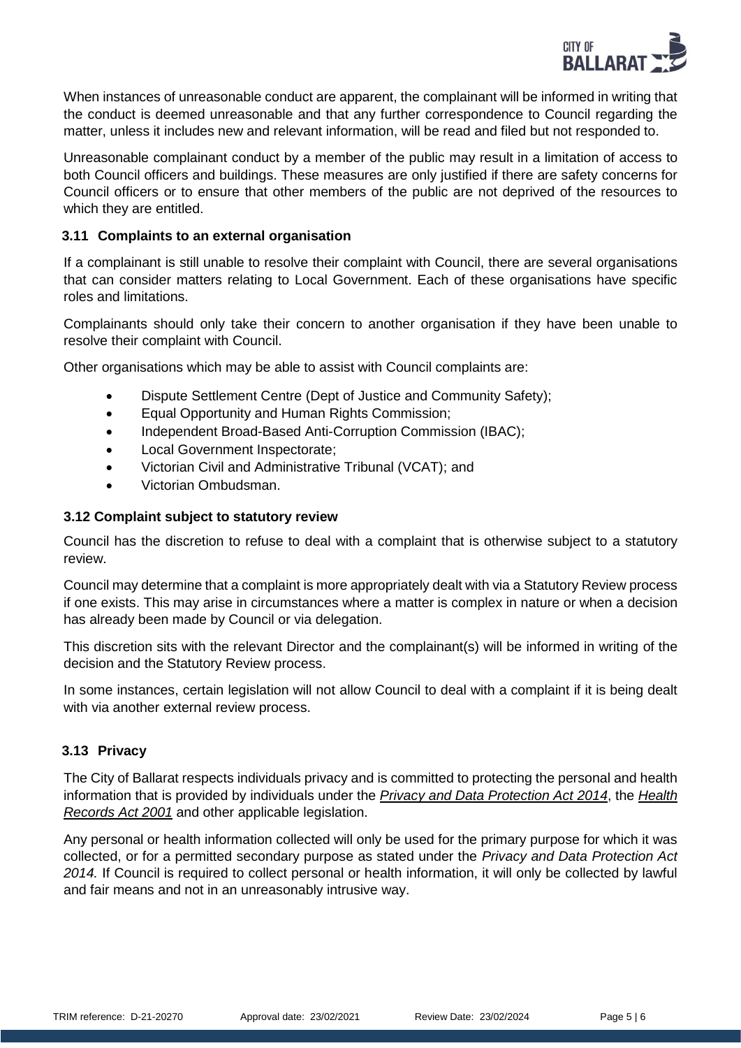When instances of unreasonable conduct are apparent, the complainant will be informed in writing that the conduct is deemed unreasonable and that any further correspondence to Council regarding the matter, unless it includes new and relevant information, will be read and filed but not responded to.

Unreasonable complainant conduct by a member of the public may result in a limitation of access to both Council officers and buildings. These measures are only justified if there are safety concerns for Council officers or to ensure that other members of the public are not deprived of the resources to which they are entitled.

### 3.11 Complaints to an external organisation

If a complainant is still unable to resolve their complaint with Council, there are several organisations that can consider matters relating to Local Government. Each of these organisations have specific roles and limitations.

Complainants should only take their concern to another organisation if they have been unable to resolve their complaint with Council.

Other organisations which may be able to assist with Council complaints are:

- Dispute Settlement Centre (Dept of Justice and Community Safety);
- Equal Opportunity and Human Rights Commission;
- Independent Broad-Based Anti-Corruption Commission (IBAC);
- Local Government Inspectorate;
- Victorian Civil and Administrative Tribunal (VCAT); and
- Victorian Ombudsman.

### 3.12 Complaint subject to statutory review

Council has the discretion to refuse to deal with a complaint that is otherwise subject to a statutory review.

Council may determine that a complaint is more appropriately dealt with via a Statutory Review process if one exists. This may arise in circumstances where a matter is complex in nature or when a decision has already been made by Council or via delegation.

This discretion sits with the relevant Director and the complainant(s) will be informed in writing of the decision and the Statutory Review process.

In some instances, certain legislation will not allow Council to deal with a complaint if it is being dealt with via another external review process.

### 3.13 Privacy

The City of Ballarat respects individuals privacy and is committed to protecting the personal and health information that is provided by individuals under the *Privacy and Data Protection Act 2014*, the *Health Records Act 2001* and other applicable legislation.

Any personal or health information collected will only be used for the primary purpose for which it was collected, or for a permitted secondary purpose as stated under the *Privacy and Data Protection Act 2014.* If Council is required to collect personal or health information, it will only be collected by lawful and fair means and not in an unreasonably intrusive way.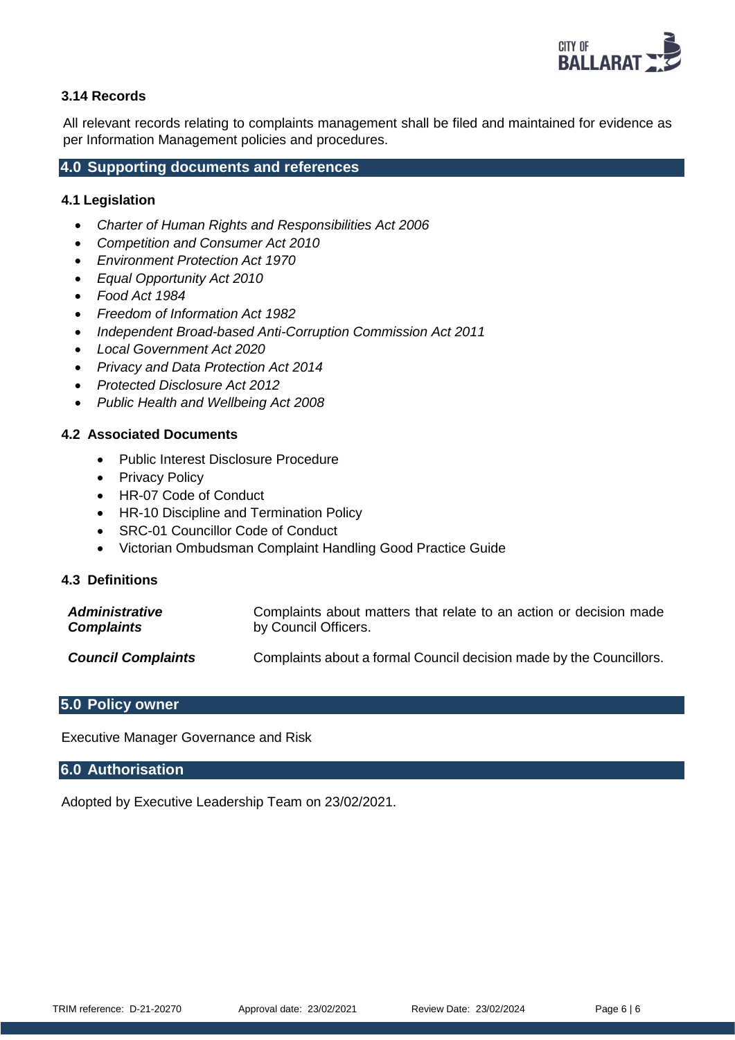### 3.14 Records

All relevant records relating to complaints management shall be filed and maintained for evidence as per Information Management policies and procedures.

## 4.0 Supporting documents and references

### 4.1 Legislation

- *Charter of Human Rights and Responsibilities Act 2006*
- *Competition and Consumer Act 2010*
- *Environment Protection Act 1970*
- *Equal Opportunity Act 2010*
- *Food Act 1984*
- *Freedom of Information Act 1982*
- *Independent Broad-based Anti-Corruption Commission Act 2011*
- *Local Government Act 2020*
- *Privacy and Data Protection Act 2014*
- *Protected Disclosure Act 2012*
- *Public Health and Wellbeing Act 2008*

### 4.2 Associated Documents

- Public Interest Disclosure Procedure
- Privacy Policy
- HR-07 Code of Conduct
- HR-10 Discipline and Termination Policy
- SRC-01 Councillor Code of Conduct
- Victorian Ombudsman Complaint Handling Good Practice Guide

### 4.3 Definitions

| | |
|---|---|
| ***Administrative Complaints*** | Complaints about matters that relate to an action or decision made by Council Officers. |
| ***Council Complaints*** | Complaints about a formal Council decision made by the Councillors. |

## 5.0 Policy owner

Executive Manager Governance and Risk

## 6.0 Authorisation

Adopted by Executive Leadership Team on 23/02/2021.